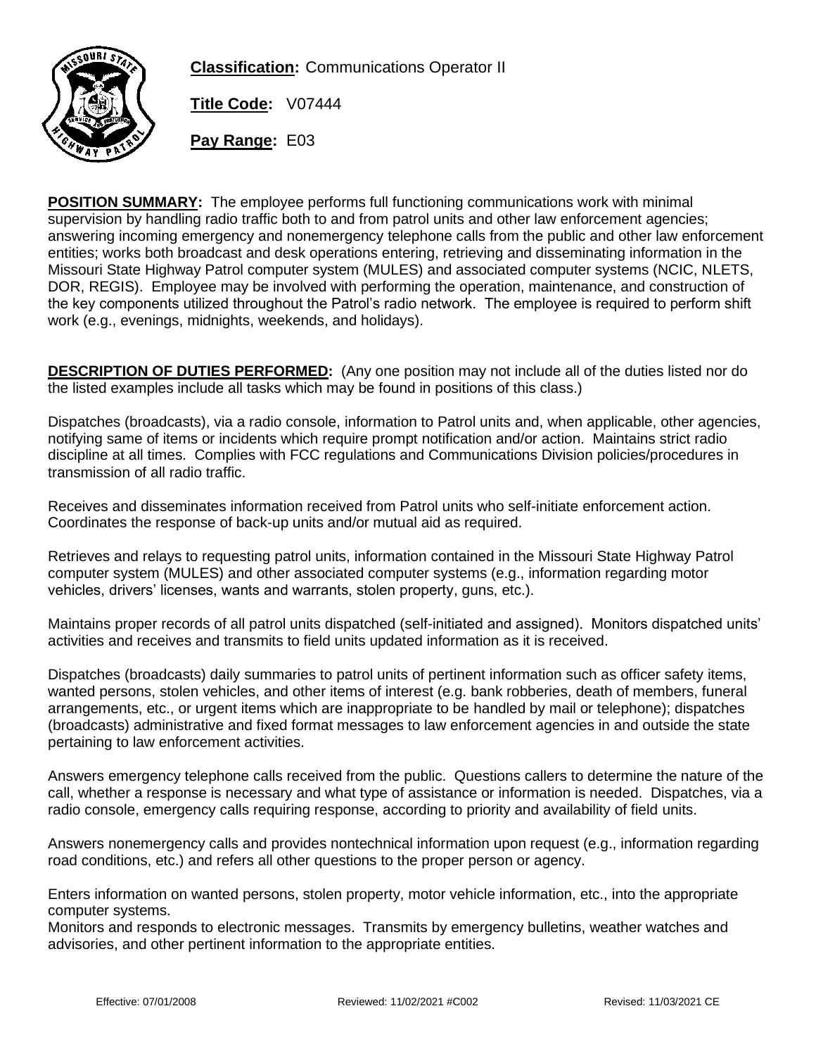**Classification:** Communications Operator II

**Title Code:** V07444

**Pay Range:** E03

**POSITION SUMMARY:** The employee performs full functioning communications work with minimal supervision by handling radio traffic both to and from patrol units and other law enforcement agencies; answering incoming emergency and nonemergency telephone calls from the public and other law enforcement entities; works both broadcast and desk operations entering, retrieving and disseminating information in the Missouri State Highway Patrol computer system (MULES) and associated computer systems (NCIC, NLETS, DOR, REGIS). Employee may be involved with performing the operation, maintenance, and construction of the key components utilized throughout the Patrol's radio network. The employee is required to perform shift work (e.g., evenings, midnights, weekends, and holidays).

**DESCRIPTION OF DUTIES PERFORMED:** (Any one position may not include all of the duties listed nor do the listed examples include all tasks which may be found in positions of this class.)

Dispatches (broadcasts), via a radio console, information to Patrol units and, when applicable, other agencies, notifying same of items or incidents which require prompt notification and/or action. Maintains strict radio discipline at all times. Complies with FCC regulations and Communications Division policies/procedures in transmission of all radio traffic.

Receives and disseminates information received from Patrol units who self-initiate enforcement action. Coordinates the response of back-up units and/or mutual aid as required.

Retrieves and relays to requesting patrol units, information contained in the Missouri State Highway Patrol computer system (MULES) and other associated computer systems (e.g., information regarding motor vehicles, drivers' licenses, wants and warrants, stolen property, guns, etc.).

Maintains proper records of all patrol units dispatched (self-initiated and assigned). Monitors dispatched units' activities and receives and transmits to field units updated information as it is received.

Dispatches (broadcasts) daily summaries to patrol units of pertinent information such as officer safety items, wanted persons, stolen vehicles, and other items of interest (e.g. bank robberies, death of members, funeral arrangements, etc., or urgent items which are inappropriate to be handled by mail or telephone); dispatches (broadcasts) administrative and fixed format messages to law enforcement agencies in and outside the state pertaining to law enforcement activities.

Answers emergency telephone calls received from the public. Questions callers to determine the nature of the call, whether a response is necessary and what type of assistance or information is needed. Dispatches, via a radio console, emergency calls requiring response, according to priority and availability of field units.

Answers nonemergency calls and provides nontechnical information upon request (e.g., information regarding road conditions, etc.) and refers all other questions to the proper person or agency.

Enters information on wanted persons, stolen property, motor vehicle information, etc., into the appropriate computer systems.

Monitors and responds to electronic messages. Transmits by emergency bulletins, weather watches and advisories, and other pertinent information to the appropriate entities.

Effective: 07/01/2008 Reviewed: 11/02/2021 #C002 Revised: 11/03/2021 CE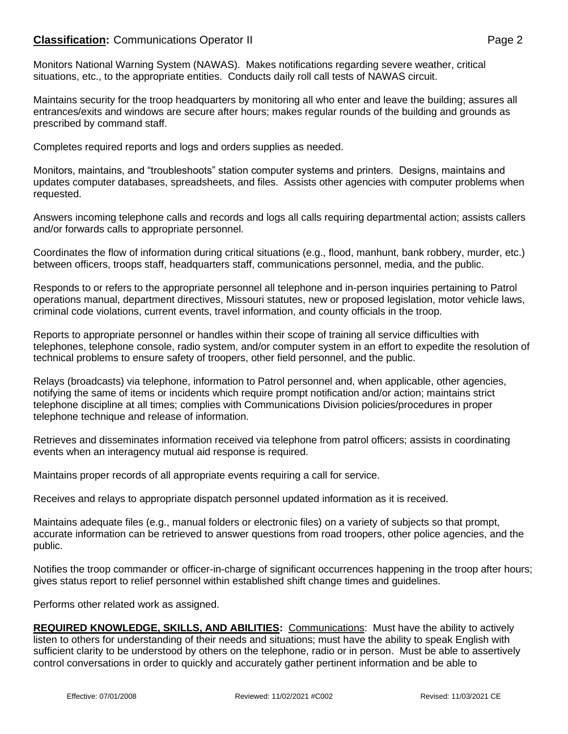Monitors National Warning System (NAWAS). Makes notifications regarding severe weather, critical situations, etc., to the appropriate entities. Conducts daily roll call tests of NAWAS circuit.

Maintains security for the troop headquarters by monitoring all who enter and leave the building; assures all entrances/exits and windows are secure after hours; makes regular rounds of the building and grounds as prescribed by command staff.

Completes required reports and logs and orders supplies as needed.

Monitors, maintains, and "troubleshoots" station computer systems and printers. Designs, maintains and updates computer databases, spreadsheets, and files. Assists other agencies with computer problems when requested.

Answers incoming telephone calls and records and logs all calls requiring departmental action; assists callers and/or forwards calls to appropriate personnel.

Coordinates the flow of information during critical situations (e.g., flood, manhunt, bank robbery, murder, etc.) between officers, troops staff, headquarters staff, communications personnel, media, and the public.

Responds to or refers to the appropriate personnel all telephone and in-person inquiries pertaining to Patrol operations manual, department directives, Missouri statutes, new or proposed legislation, motor vehicle laws, criminal code violations, current events, travel information, and county officials in the troop.

Reports to appropriate personnel or handles within their scope of training all service difficulties with telephones, telephone console, radio system, and/or computer system in an effort to expedite the resolution of technical problems to ensure safety of troopers, other field personnel, and the public.

Relays (broadcasts) via telephone, information to Patrol personnel and, when applicable, other agencies, notifying the same of items or incidents which require prompt notification and/or action; maintains strict telephone discipline at all times; complies with Communications Division policies/procedures in proper telephone technique and release of information.

Retrieves and disseminates information received via telephone from patrol officers; assists in coordinating events when an interagency mutual aid response is required.

Maintains proper records of all appropriate events requiring a call for service.

Receives and relays to appropriate dispatch personnel updated information as it is received.

Maintains adequate files (e.g., manual folders or electronic files) on a variety of subjects so that prompt, accurate information can be retrieved to answer questions from road troopers, other police agencies, and the public.

Notifies the troop commander or officer-in-charge of significant occurrences happening in the troop after hours; gives status report to relief personnel within established shift change times and guidelines.

Performs other related work as assigned.

**REQUIRED KNOWLEDGE, SKILLS, AND ABILITIES:** Communications: Must have the ability to actively listen to others for understanding of their needs and situations; must have the ability to speak English with sufficient clarity to be understood by others on the telephone, radio or in person. Must be able to assertively control conversations in order to quickly and accurately gather pertinent information and be able to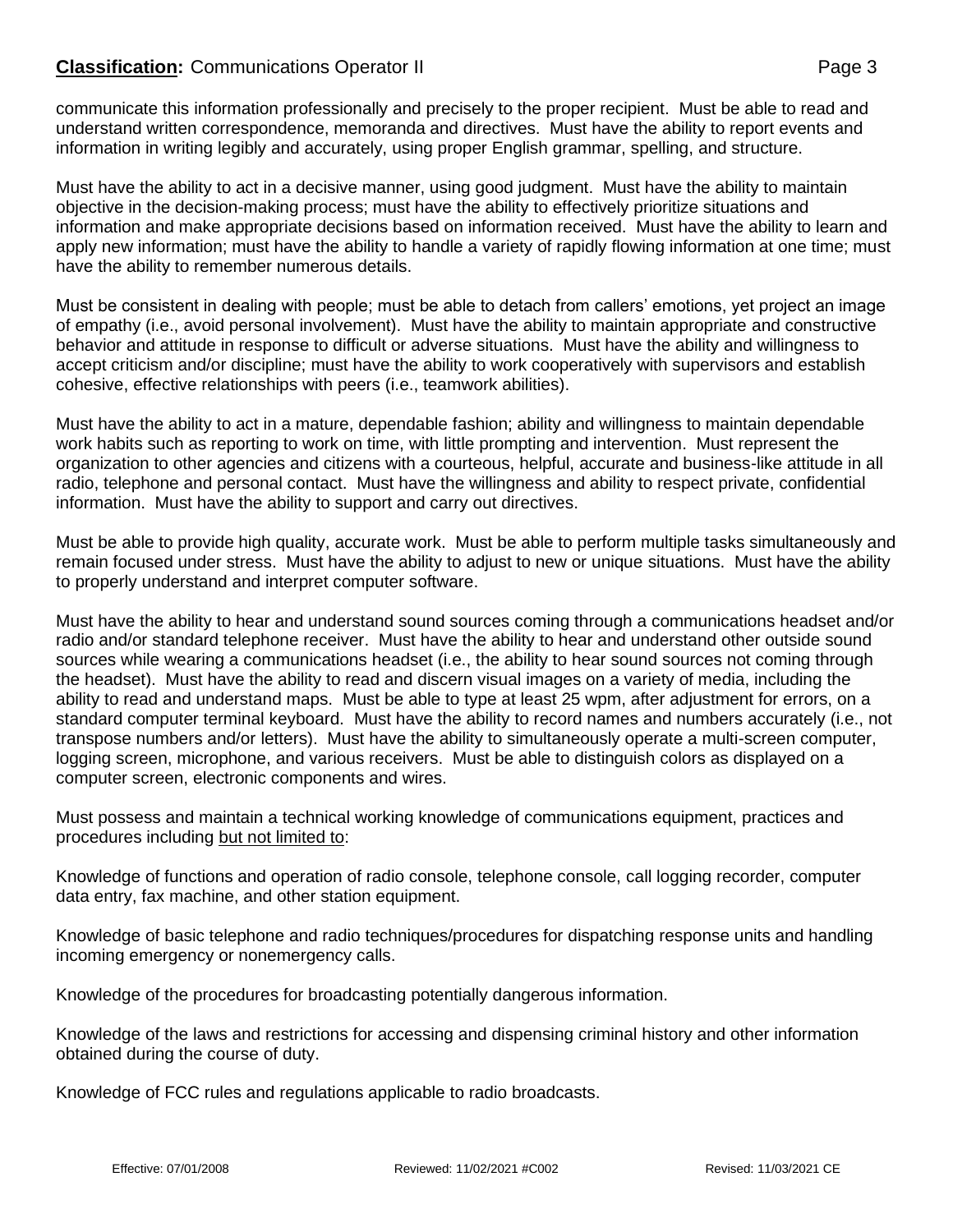communicate this information professionally and precisely to the proper recipient. Must be able to read and understand written correspondence, memoranda and directives. Must have the ability to report events and information in writing legibly and accurately, using proper English grammar, spelling, and structure.

Must have the ability to act in a decisive manner, using good judgment. Must have the ability to maintain objective in the decision-making process; must have the ability to effectively prioritize situations and information and make appropriate decisions based on information received. Must have the ability to learn and apply new information; must have the ability to handle a variety of rapidly flowing information at one time; must have the ability to remember numerous details.

Must be consistent in dealing with people; must be able to detach from callers' emotions, yet project an image of empathy (i.e., avoid personal involvement). Must have the ability to maintain appropriate and constructive behavior and attitude in response to difficult or adverse situations. Must have the ability and willingness to accept criticism and/or discipline; must have the ability to work cooperatively with supervisors and establish cohesive, effective relationships with peers (i.e., teamwork abilities).

Must have the ability to act in a mature, dependable fashion; ability and willingness to maintain dependable work habits such as reporting to work on time, with little prompting and intervention. Must represent the organization to other agencies and citizens with a courteous, helpful, accurate and business-like attitude in all radio, telephone and personal contact. Must have the willingness and ability to respect private, confidential information. Must have the ability to support and carry out directives.

Must be able to provide high quality, accurate work. Must be able to perform multiple tasks simultaneously and remain focused under stress. Must have the ability to adjust to new or unique situations. Must have the ability to properly understand and interpret computer software.

Must have the ability to hear and understand sound sources coming through a communications headset and/or radio and/or standard telephone receiver. Must have the ability to hear and understand other outside sound sources while wearing a communications headset (i.e., the ability to hear sound sources not coming through the headset). Must have the ability to read and discern visual images on a variety of media, including the ability to read and understand maps. Must be able to type at least 25 wpm, after adjustment for errors, on a standard computer terminal keyboard. Must have the ability to record names and numbers accurately (i.e., not transpose numbers and/or letters). Must have the ability to simultaneously operate a multi-screen computer, logging screen, microphone, and various receivers. Must be able to distinguish colors as displayed on a computer screen, electronic components and wires.

Must possess and maintain a technical working knowledge of communications equipment, practices and procedures including <u>but not limited to</u>:

Knowledge of functions and operation of radio console, telephone console, call logging recorder, computer data entry, fax machine, and other station equipment.

Knowledge of basic telephone and radio techniques/procedures for dispatching response units and handling incoming emergency or nonemergency calls.

Knowledge of the procedures for broadcasting potentially dangerous information.

Knowledge of the laws and restrictions for accessing and dispensing criminal history and other information obtained during the course of duty.

Knowledge of FCC rules and regulations applicable to radio broadcasts.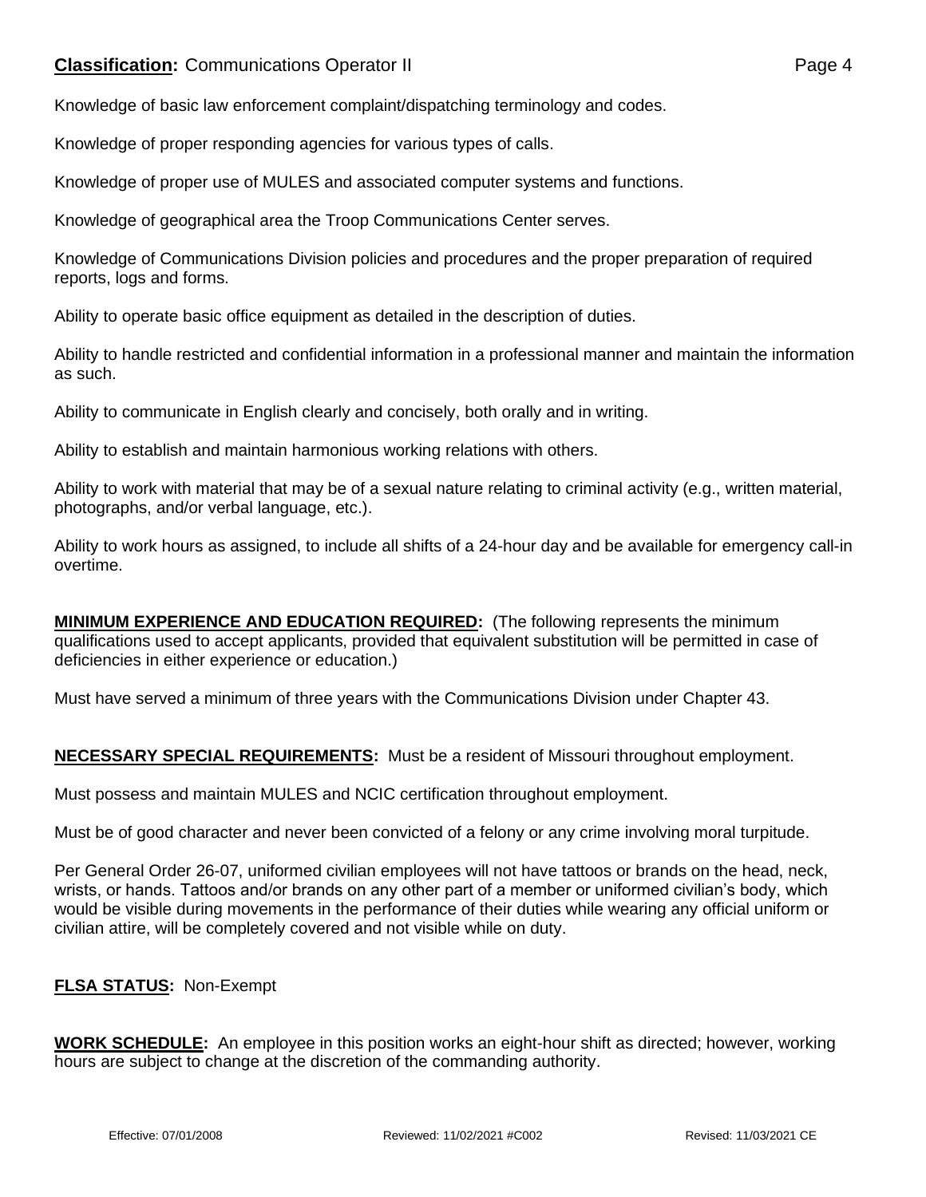Knowledge of basic law enforcement complaint/dispatching terminology and codes.

Knowledge of proper responding agencies for various types of calls.

Knowledge of proper use of MULES and associated computer systems and functions.

Knowledge of geographical area the Troop Communications Center serves.

Knowledge of Communications Division policies and procedures and the proper preparation of required reports, logs and forms.

Ability to operate basic office equipment as detailed in the description of duties.

Ability to handle restricted and confidential information in a professional manner and maintain the information as such.

Ability to communicate in English clearly and concisely, both orally and in writing.

Ability to establish and maintain harmonious working relations with others.

Ability to work with material that may be of a sexual nature relating to criminal activity (e.g., written material, photographs, and/or verbal language, etc.).

Ability to work hours as assigned, to include all shifts of a 24-hour day and be available for emergency call-in overtime.

**MINIMUM EXPERIENCE AND EDUCATION REQUIRED:** (The following represents the minimum qualifications used to accept applicants, provided that equivalent substitution will be permitted in case of deficiencies in either experience or education.)

Must have served a minimum of three years with the Communications Division under Chapter 43.

**NECESSARY SPECIAL REQUIREMENTS:** Must be a resident of Missouri throughout employment.

Must possess and maintain MULES and NCIC certification throughout employment.

Must be of good character and never been convicted of a felony or any crime involving moral turpitude.

Per General Order 26-07, uniformed civilian employees will not have tattoos or brands on the head, neck, wrists, or hands. Tattoos and/or brands on any other part of a member or uniformed civilian's body, which would be visible during movements in the performance of their duties while wearing any official uniform or civilian attire, will be completely covered and not visible while on duty.

**FLSA STATUS:** Non-Exempt

**WORK SCHEDULE:** An employee in this position works an eight-hour shift as directed; however, working hours are subject to change at the discretion of the commanding authority.

Effective: 07/01/2008 Reviewed: 11/02/2021 #C002 Revised: 11/03/2021 CE